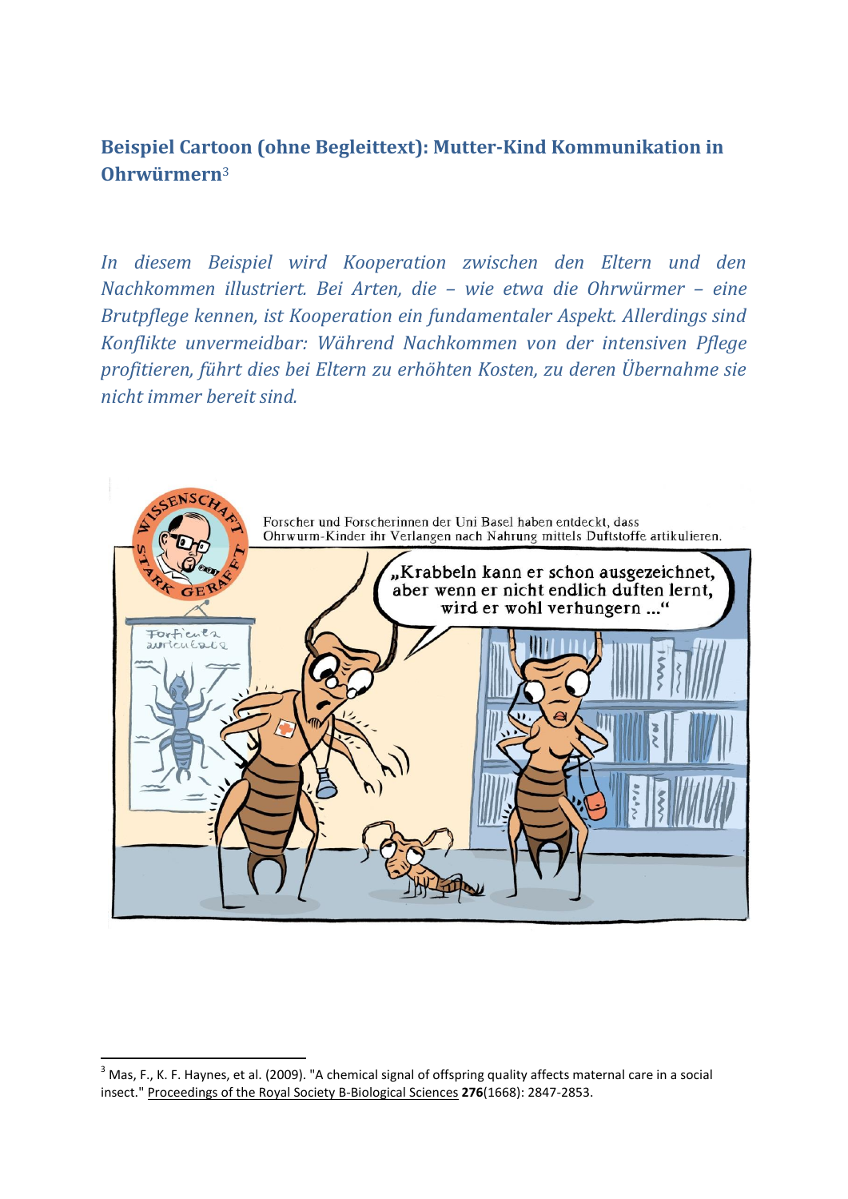## Beispiel Cartoon (ohne Begleittext): Mutter-Kind Kommunikation in Ohrwürmern[3]

*In diesem Beispiel wird Kooperation zwischen den Eltern und den Nachkommen illustriert. Bei Arten, die – wie etwa die Ohrwürmer – eine Brutpflege kennen, ist Kooperation ein fundamentaler Aspekt. Allerdings sind Konflikte unvermeidbar: Während Nachkommen von der intensiven Pflege profitieren, führt dies bei Eltern zu erhöhten Kosten, zu deren Übernahme sie nicht immer bereit sind.*

---

[3] Mas, F., K. F. Haynes, et al. (2009). "A chemical signal of offspring quality affects maternal care in a social insect." Proceedings of the Royal Society B-Biological Sciences **276**(1668): 2847-2853.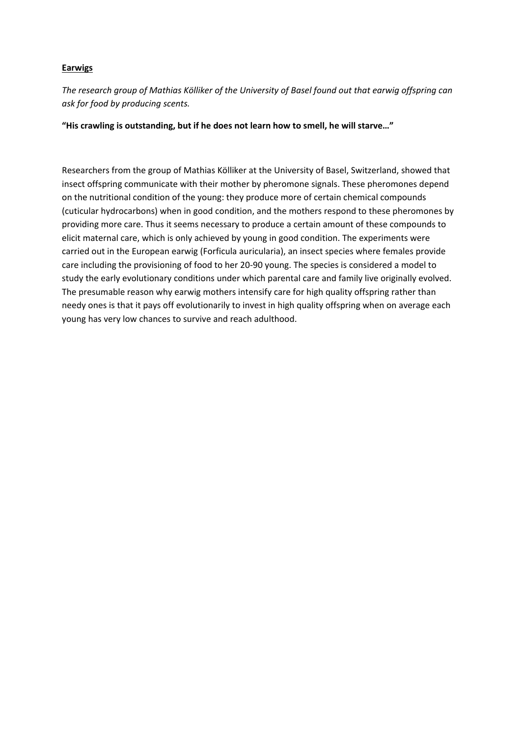**<u>Earwigs</u>**

*The research group of Mathias Kölliker of the University of Basel found out that earwig offspring can ask for food by producing scents.*

**“His crawling is outstanding, but if he does not learn how to smell, he will starve…”**

Researchers from the group of Mathias Kölliker at the University of Basel, Switzerland, showed that insect offspring communicate with their mother by pheromone signals. These pheromones depend on the nutritional condition of the young: they produce more of certain chemical compounds (cuticular hydrocarbons) when in good condition, and the mothers respond to these pheromones by providing more care. Thus it seems necessary to produce a certain amount of these compounds to elicit maternal care, which is only achieved by young in good condition. The experiments were carried out in the European earwig (Forficula auricularia), an insect species where females provide care including the provisioning of food to her 20-90 young. The species is considered a model to study the early evolutionary conditions under which parental care and family live originally evolved. The presumable reason why earwig mothers intensify care for high quality offspring rather than needy ones is that it pays off evolutionarily to invest in high quality offspring when on average each young has very low chances to survive and reach adulthood.